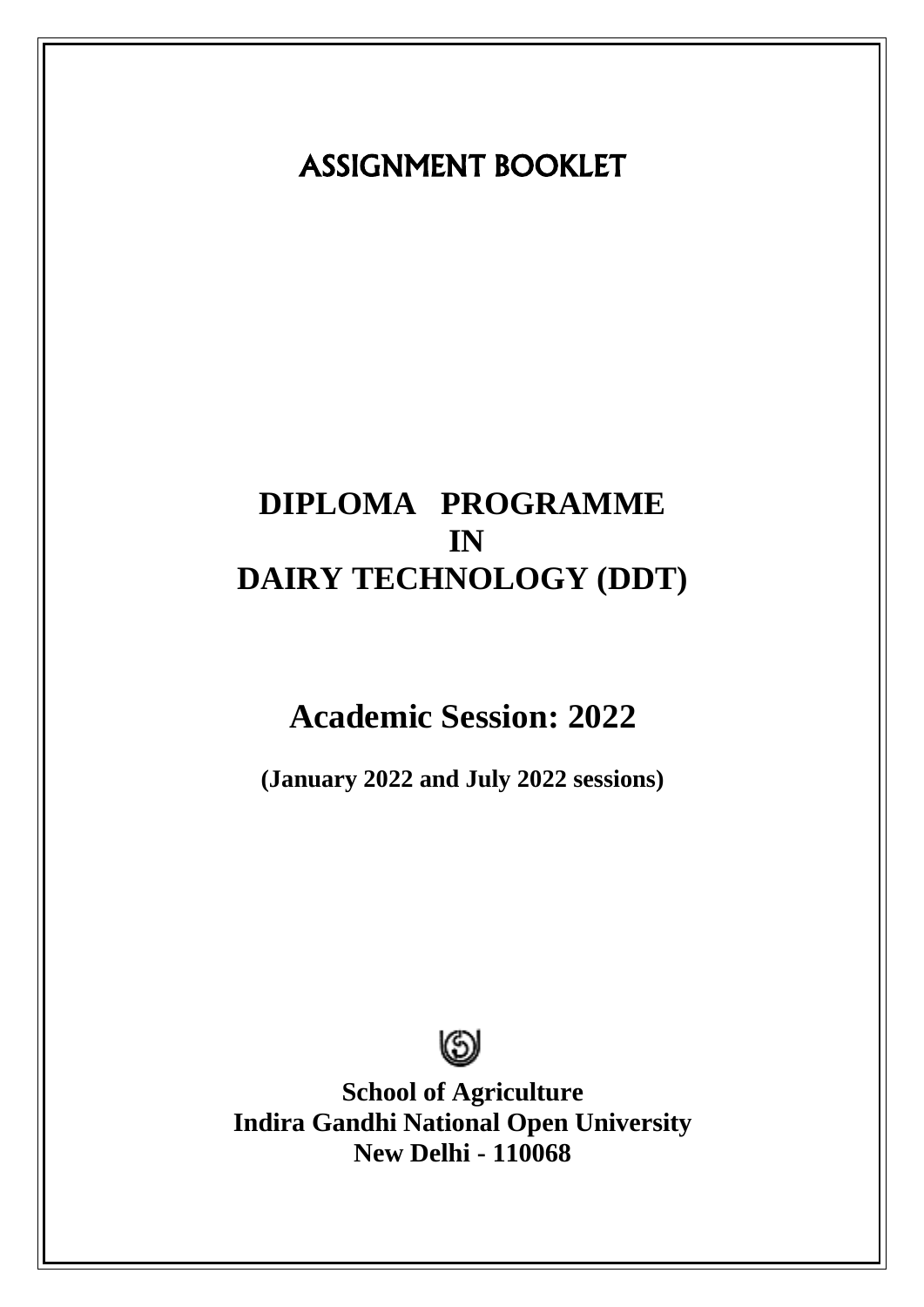# ASSIGNMENT BOOKLET

# DIPLOMA PROGRAMME IN DAIRY TECHNOLOGY (DDT)

## Academic Session: 2022

**(January 2022 and July 2022 sessions)**

**School of Agriculture**
**Indira Gandhi National Open University**
**New Delhi - 110068**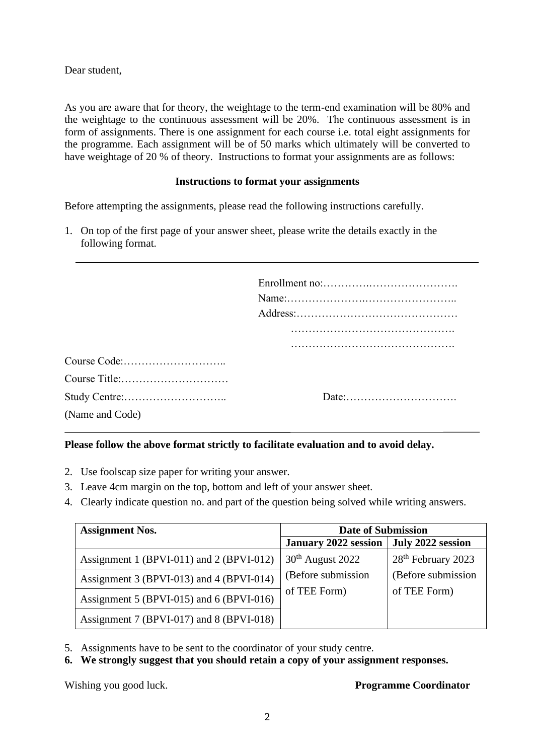Dear student,

As you are aware that for theory, the weightage to the term-end examination will be 80% and the weightage to the continuous assessment will be 20%. The continuous assessment is in form of assignments. There is one assignment for each course i.e. total eight assignments for the programme. Each assignment will be of 50 marks which ultimately will be converted to have weightage of 20 % of theory. Instructions to format your assignments are as follows:

**Instructions to format your assignments**

Before attempting the assignments, please read the following instructions carefully.

1. On top of the first page of your answer sheet, please write the details exactly in the following format.

---

Enrollment no:………….…………………….
Name:…………………..……………………..
Address:………………………………………
………………………………………….
………………………………………….

Course Code:………………………..
Course Title:…………………………
Study Centre:……………………….. Date:………………………….
(Name and Code)

---

**Please follow the above format strictly to facilitate evaluation and to avoid delay.**

2. Use foolscap size paper for writing your answer.
3. Leave 4cm margin on the top, bottom and left of your answer sheet.
4. Clearly indicate question no. and part of the question being solved while writing answers.

| Assignment Nos. | Date of Submission | |
|---|---|---|
| | **January 2022 session** | **July 2022 session** |
| Assignment 1 (BPVI-011) and 2 (BPVI-012) | 30th August 2022 (Before submission of TEE Form) | 28th February 2023 (Before submission of TEE Form) |
| Assignment 3 (BPVI-013) and 4 (BPVI-014) | | |
| Assignment 5 (BPVI-015) and 6 (BPVI-016) | | |
| Assignment 7 (BPVI-017) and 8 (BPVI-018) | | |

5. Assignments have to be sent to the coordinator of your study centre.
6. **We strongly suggest that you should retain a copy of your assignment responses.**

Wishing you good luck. **Programme Coordinator**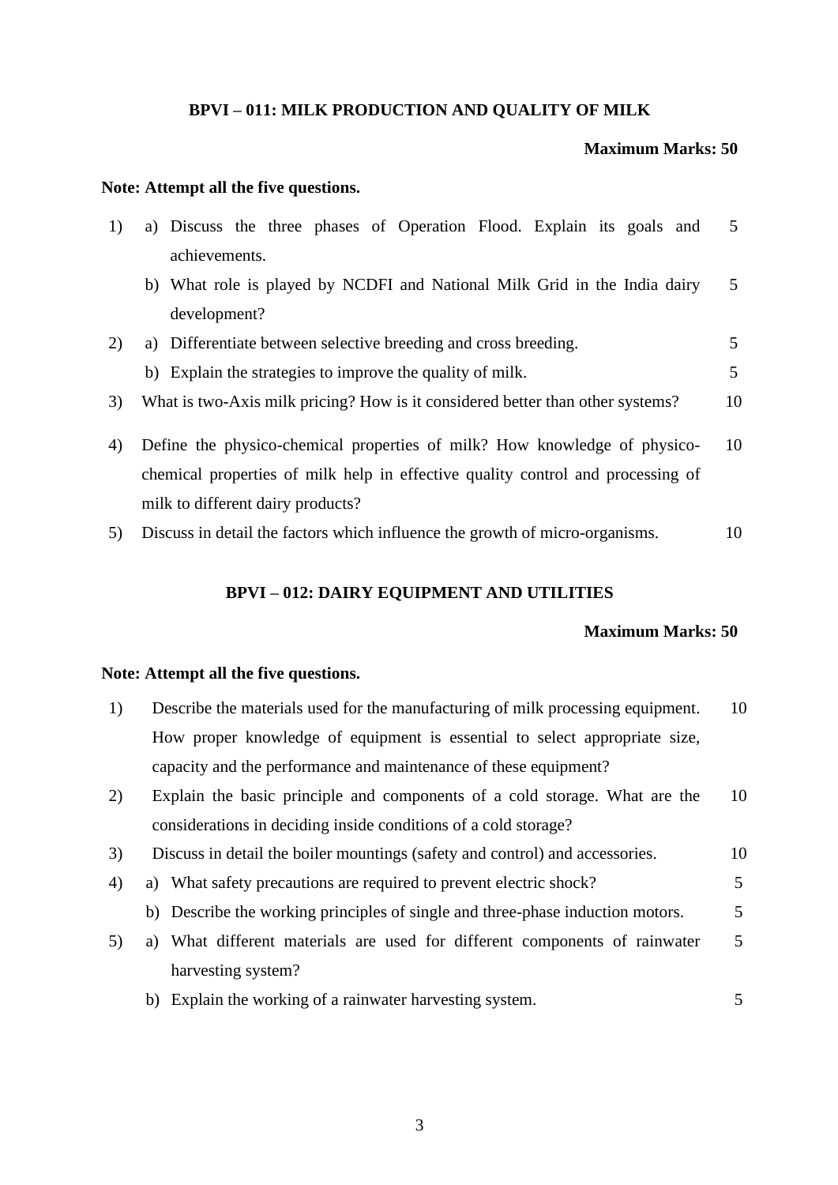## BPVI – 011: MILK PRODUCTION AND QUALITY OF MILK

**Maximum Marks: 50**

**Note: Attempt all the five questions.**

1) a) Discuss the three phases of Operation Flood. Explain its goals and achievements. — 5

   b) What role is played by NCDFI and National Milk Grid in the India dairy development? — 5

2) a) Differentiate between selective breeding and cross breeding. — 5

   b) Explain the strategies to improve the quality of milk. — 5

3) What is two-Axis milk pricing? How is it considered better than other systems? — 10

4) Define the physico-chemical properties of milk? How knowledge of physico-chemical properties of milk help in effective quality control and processing of milk to different dairy products? — 10

5) Discuss in detail the factors which influence the growth of micro-organisms. — 10

## BPVI – 012: DAIRY EQUIPMENT AND UTILITIES

**Maximum Marks: 50**

**Note: Attempt all the five questions.**

1) Describe the materials used for the manufacturing of milk processing equipment. How proper knowledge of equipment is essential to select appropriate size, capacity and the performance and maintenance of these equipment? — 10

2) Explain the basic principle and components of a cold storage. What are the considerations in deciding inside conditions of a cold storage? — 10

3) Discuss in detail the boiler mountings (safety and control) and accessories. — 10

4) a) What safety precautions are required to prevent electric shock? — 5

   b) Describe the working principles of single and three-phase induction motors. — 5

5) a) What different materials are used for different components of rainwater harvesting system? — 5

   b) Explain the working of a rainwater harvesting system. — 5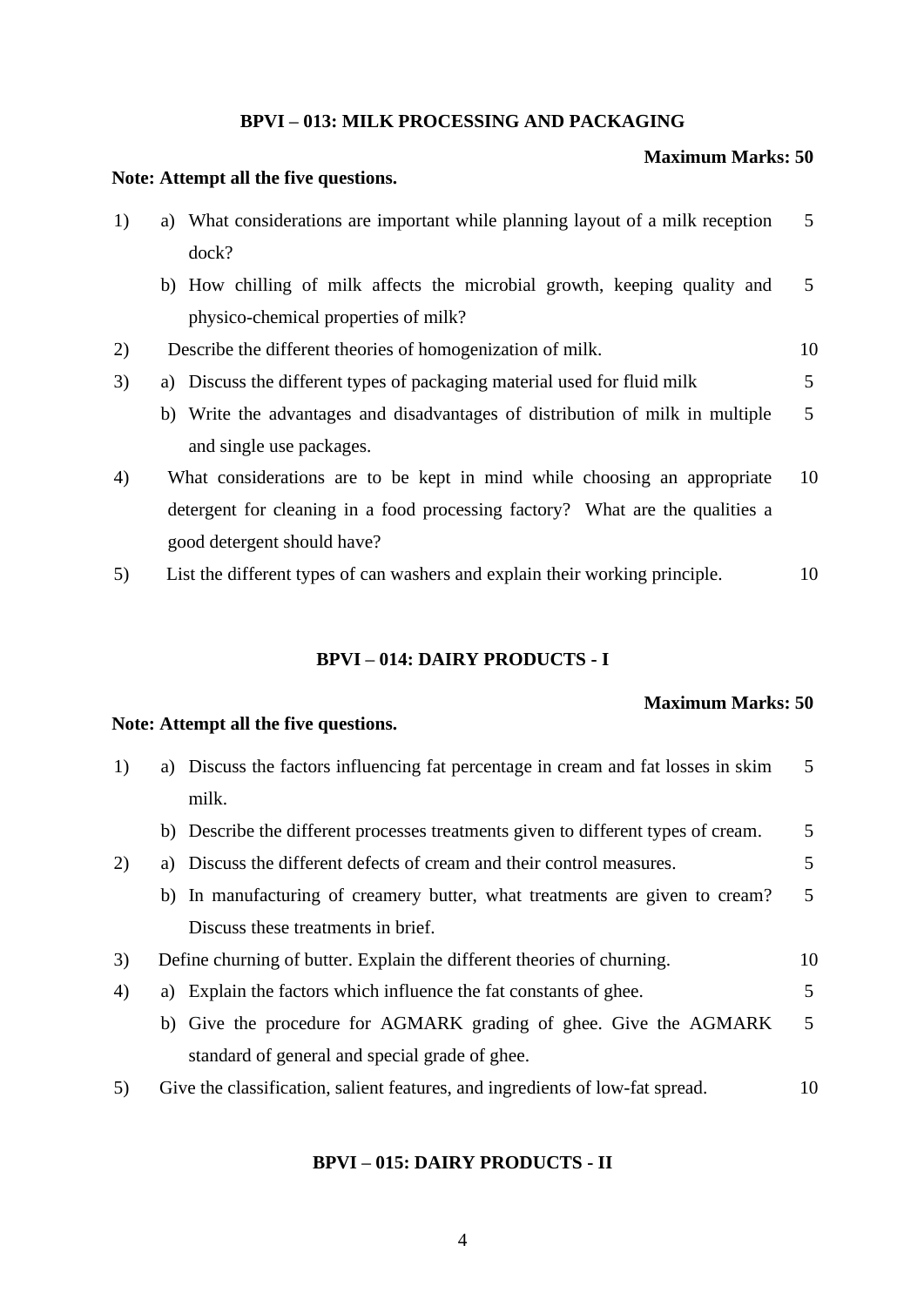## BPVI – 013: MILK PROCESSING AND PACKAGING

**Maximum Marks: 50**

**Note: Attempt all the five questions.**

1) a) What considerations are important while planning layout of a milk reception dock? — 5

   b) How chilling of milk affects the microbial growth, keeping quality and physico-chemical properties of milk? — 5

2) Describe the different theories of homogenization of milk. — 10

3) a) Discuss the different types of packaging material used for fluid milk — 5

   b) Write the advantages and disadvantages of distribution of milk in multiple and single use packages. — 5

4) What considerations are to be kept in mind while choosing an appropriate detergent for cleaning in a food processing factory? What are the qualities a good detergent should have? — 10

5) List the different types of can washers and explain their working principle. — 10

## BPVI – 014: DAIRY PRODUCTS - I

**Maximum Marks: 50**

**Note: Attempt all the five questions.**

1) a) Discuss the factors influencing fat percentage in cream and fat losses in skim milk. — 5

   b) Describe the different processes treatments given to different types of cream. — 5

2) a) Discuss the different defects of cream and their control measures. — 5

   b) In manufacturing of creamery butter, what treatments are given to cream? Discuss these treatments in brief. — 5

3) Define churning of butter. Explain the different theories of churning. — 10

4) a) Explain the factors which influence the fat constants of ghee. — 5

   b) Give the procedure for AGMARK grading of ghee. Give the AGMARK standard of general and special grade of ghee. — 5

5) Give the classification, salient features, and ingredients of low-fat spread. — 10

## BPVI – 015: DAIRY PRODUCTS - II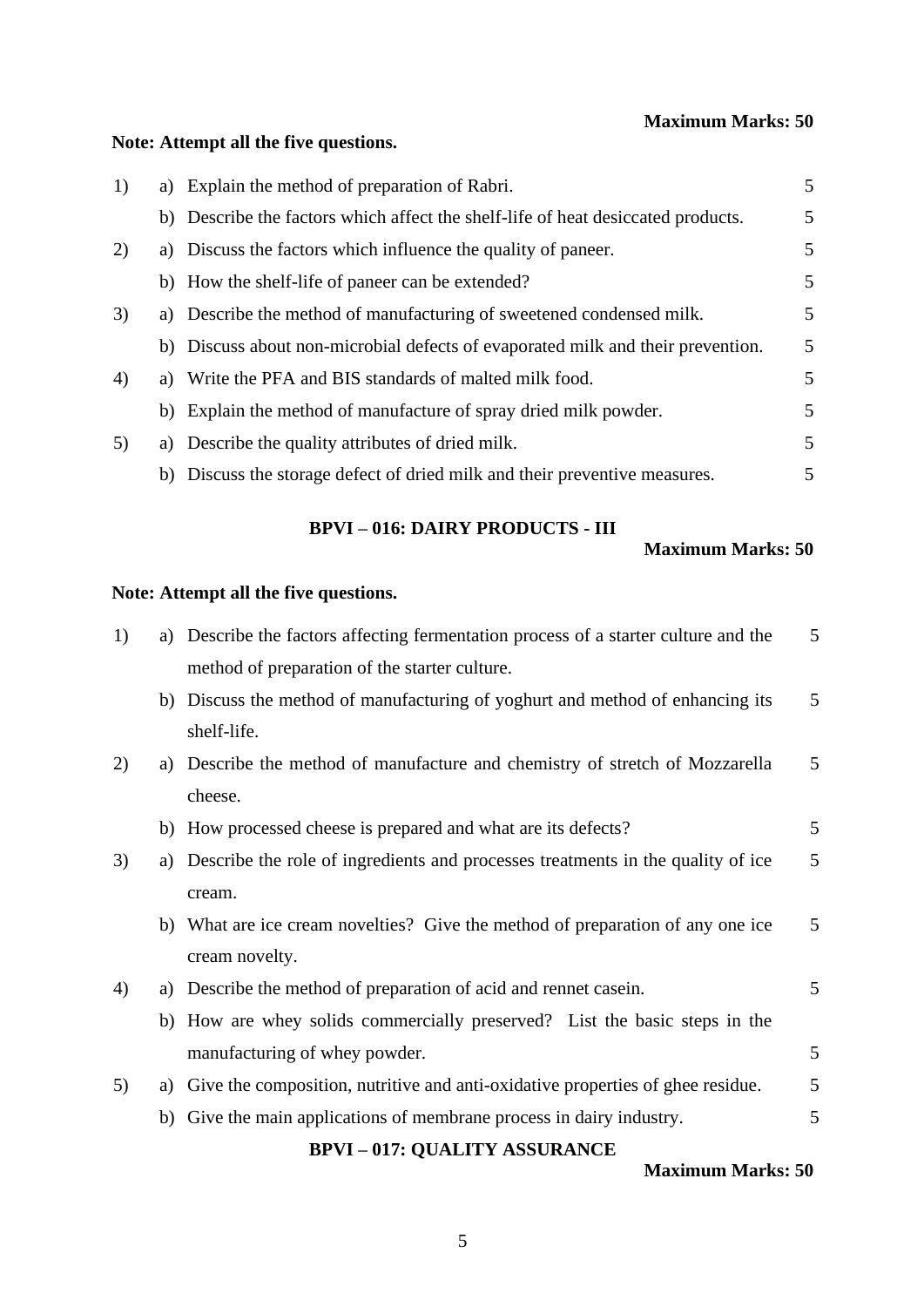**Maximum Marks: 50**

**Note: Attempt all the five questions.**

1) a) Explain the method of preparation of Rabri. 5

   b) Describe the factors which affect the shelf-life of heat desiccated products. 5

2) a) Discuss the factors which influence the quality of paneer. 5

   b) How the shelf-life of paneer can be extended? 5

3) a) Describe the method of manufacturing of sweetened condensed milk. 5

   b) Discuss about non-microbial defects of evaporated milk and their prevention. 5

4) a) Write the PFA and BIS standards of malted milk food. 5

   b) Explain the method of manufacture of spray dried milk powder. 5

5) a) Describe the quality attributes of dried milk. 5

   b) Discuss the storage defect of dried milk and their preventive measures. 5

## BPVI – 016: DAIRY PRODUCTS - III

**Maximum Marks: 50**

**Note: Attempt all the five questions.**

1) a) Describe the factors affecting fermentation process of a starter culture and the method of preparation of the starter culture. 5

   b) Discuss the method of manufacturing of yoghurt and method of enhancing its shelf-life. 5

2) a) Describe the method of manufacture and chemistry of stretch of Mozzarella cheese. 5

   b) How processed cheese is prepared and what are its defects? 5

3) a) Describe the role of ingredients and processes treatments in the quality of ice cream. 5

   b) What are ice cream novelties? Give the method of preparation of any one ice cream novelty. 5

4) a) Describe the method of preparation of acid and rennet casein. 5

   b) How are whey solids commercially preserved? List the basic steps in the manufacturing of whey powder. 5

5) a) Give the composition, nutritive and anti-oxidative properties of ghee residue. 5

   b) Give the main applications of membrane process in dairy industry. 5

## BPVI – 017: QUALITY ASSURANCE

**Maximum Marks: 50**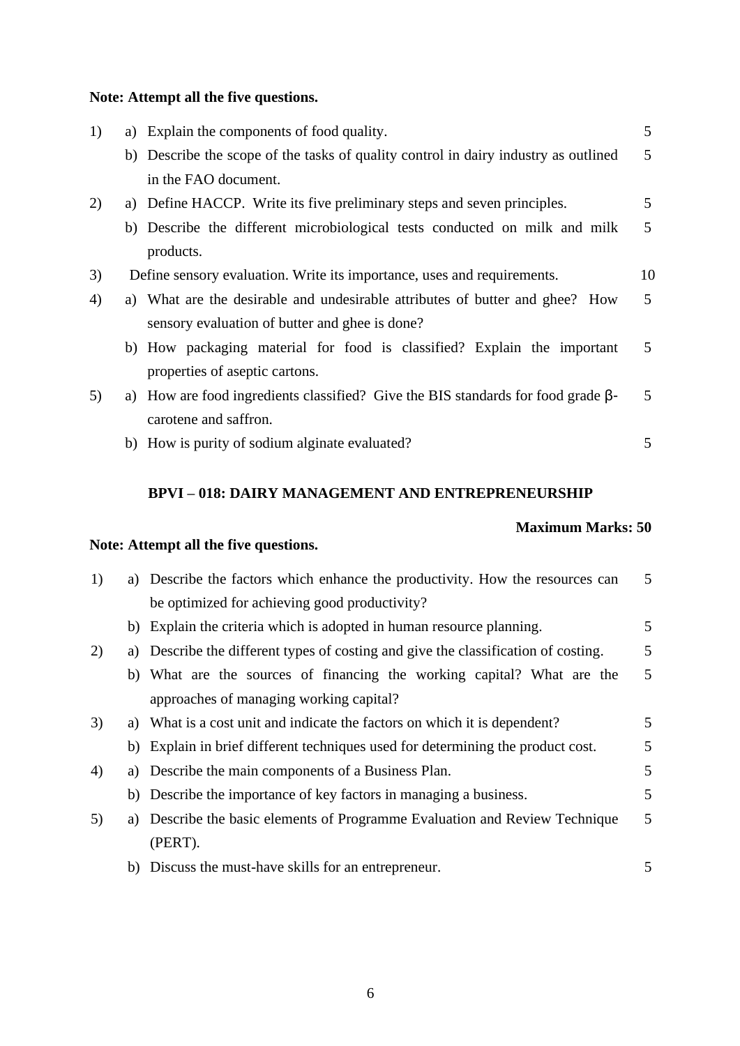**Note: Attempt all the five questions.**

1) a) Explain the components of food quality. 5

   b) Describe the scope of the tasks of quality control in dairy industry as outlined in the FAO document. 5

2) a) Define HACCP. Write its five preliminary steps and seven principles. 5

   b) Describe the different microbiological tests conducted on milk and milk products. 5

3) Define sensory evaluation. Write its importance, uses and requirements. 10

4) a) What are the desirable and undesirable attributes of butter and ghee? How sensory evaluation of butter and ghee is done? 5

   b) How packaging material for food is classified? Explain the important properties of aseptic cartons. 5

5) a) How are food ingredients classified? Give the BIS standards for food grade $\beta$-carotene and saffron. 5

   b) How is purity of sodium alginate evaluated? 5

## BPVI – 018: DAIRY MANAGEMENT AND ENTREPRENEURSHIP

**Maximum Marks: 50**

**Note: Attempt all the five questions.**

1) a) Describe the factors which enhance the productivity. How the resources can be optimized for achieving good productivity? 5

   b) Explain the criteria which is adopted in human resource planning. 5

2) a) Describe the different types of costing and give the classification of costing. 5

   b) What are the sources of financing the working capital? What are the approaches of managing working capital? 5

3) a) What is a cost unit and indicate the factors on which it is dependent? 5

   b) Explain in brief different techniques used for determining the product cost. 5

4) a) Describe the main components of a Business Plan. 5

   b) Describe the importance of key factors in managing a business. 5

5) a) Describe the basic elements of Programme Evaluation and Review Technique (PERT). 5

   b) Discuss the must-have skills for an entrepreneur. 5